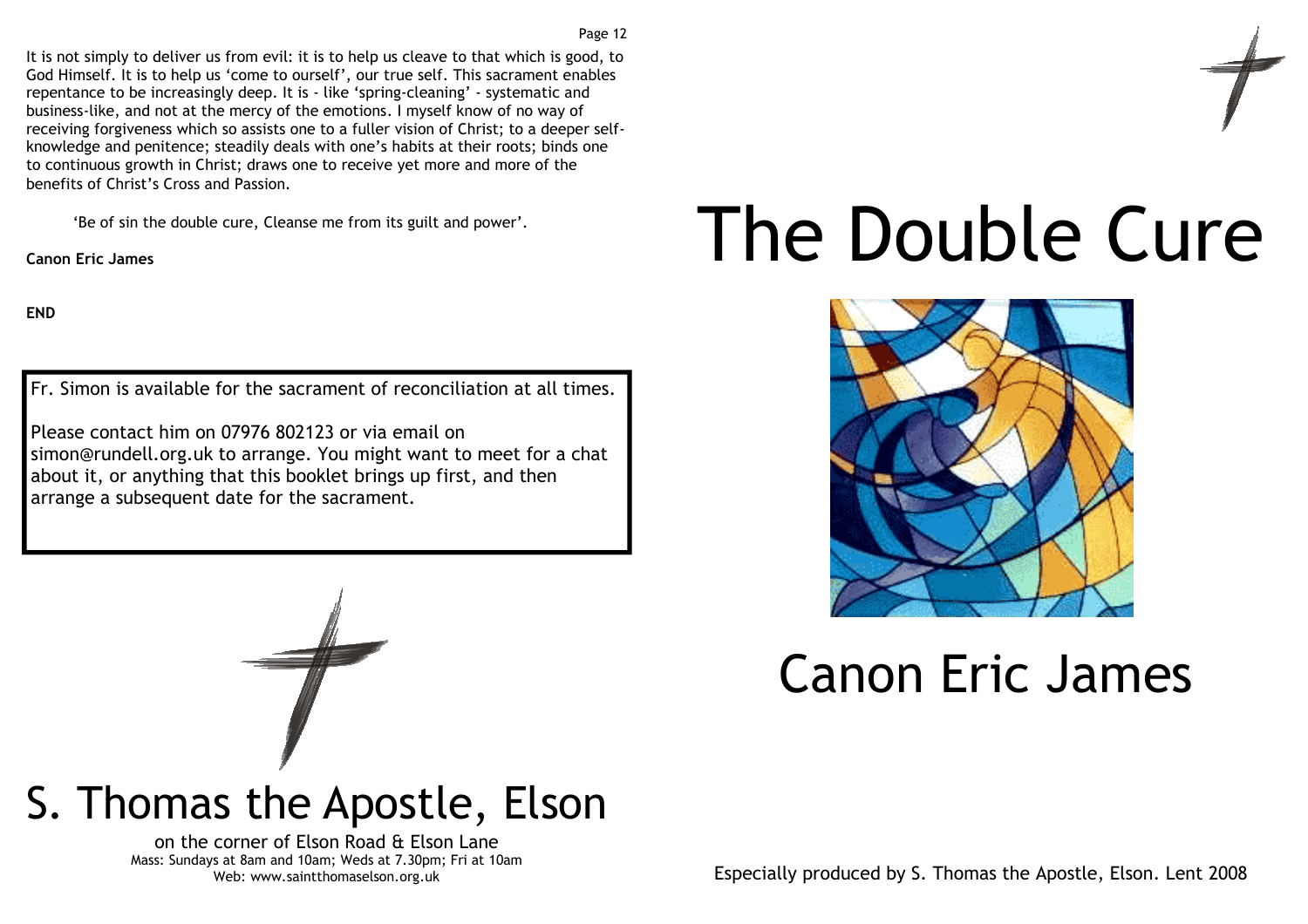It is not simply to deliver us from evil: it is to help us cleave to that which is good, to God Himself. It is to help us 'come to ourself', our true self. This sacrament enables repentance to be increasingly deep. It is - like 'spring-cleaning' - systematic and business-like, and not at the mercy of the emotions. I myself know of no way of receiving forgiveness which so assists one to a fuller vision of Christ; to a deeper self-knowledge and penitence; steadily deals with one's habits at their roots; binds one to continuous growth in Christ; draws one to receive yet more and more of the benefits of Christ's Cross and Passion.

'Be of sin the double cure, Cleanse me from its guilt and power'.

**Canon Eric James**

**END**

Fr. Simon is available for the sacrament of reconciliation at all times.

Please contact him on 07976 802123 or via email on simon@rundell.org.uk to arrange. You might want to meet for a chat about it, or anything that this booklet brings up first, and then arrange a subsequent date for the sacrament.

# S. Thomas the Apostle, Elson

on the corner of Elson Road & Elson Lane

Mass: Sundays at 8am and 10am; Weds at 7.30pm; Fri at 10am

Web: www.saintthomaselson.org.uk

# The Double Cure

## Canon Eric James

Especially produced by S. Thomas the Apostle, Elson. Lent 2008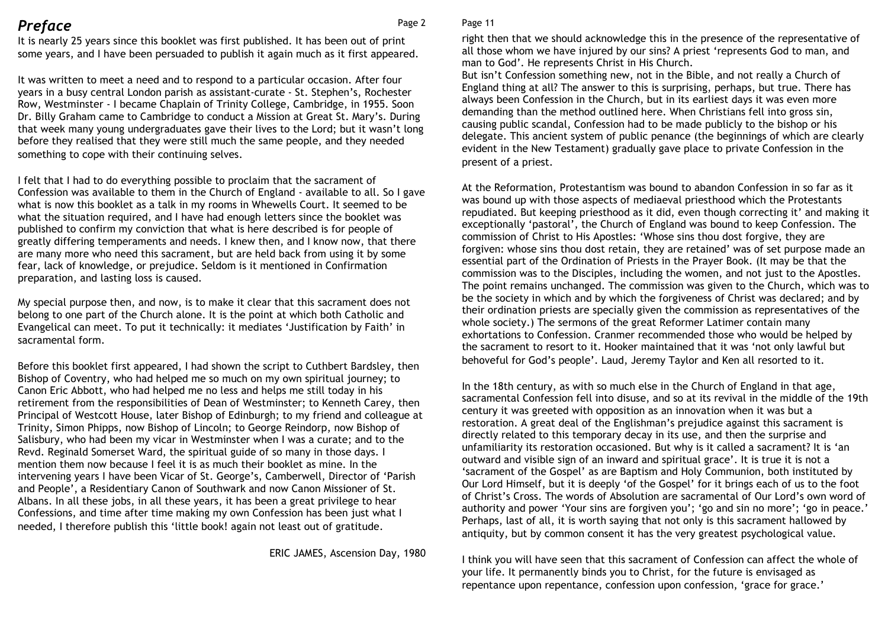# *Preface*

It is nearly 25 years since this booklet was first published. It has been out of print some years, and I have been persuaded to publish it again much as it first appeared.

It was written to meet a need and to respond to a particular occasion. After four years in a busy central London parish as assistant-curate - St. Stephen's, Rochester Row, Westminster - I became Chaplain of Trinity College, Cambridge, in 1955. Soon Dr. Billy Graham came to Cambridge to conduct a Mission at Great St. Mary's. During that week many young undergraduates gave their lives to the Lord; but it wasn't long before they realised that they were still much the same people, and they needed something to cope with their continuing selves.

I felt that I had to do everything possible to proclaim that the sacrament of Confession was available to them in the Church of England - available to all. So I gave what is now this booklet as a talk in my rooms in Whewells Court. It seemed to be what the situation required, and I have had enough letters since the booklet was published to confirm my conviction that what is here described is for people of greatly differing temperaments and needs. I knew then, and I know now, that there are many more who need this sacrament, but are held back from using it by some fear, lack of knowledge, or prejudice. Seldom is it mentioned in Confirmation preparation, and lasting loss is caused.

My special purpose then, and now, is to make it clear that this sacrament does not belong to one part of the Church alone. It is the point at which both Catholic and Evangelical can meet. To put it technically: it mediates 'Justification by Faith' in sacramental form.

Before this booklet first appeared, I had shown the script to Cuthbert Bardsley, then Bishop of Coventry, who had helped me so much on my own spiritual journey; to Canon Eric Abbott, who had helped me no less and helps me still today in his retirement from the responsibilities of Dean of Westminster; to Kenneth Carey, then Principal of Westcott House, later Bishop of Edinburgh; to my friend and colleague at Trinity, Simon Phipps, now Bishop of Lincoln; to George Reindorp, now Bishop of Salisbury, who had been my vicar in Westminster when I was a curate; and to the Revd. Reginald Somerset Ward, the spiritual guide of so many in those days. I mention them now because I feel it is as much their booklet as mine. In the intervening years I have been Vicar of St. George's, Camberwell, Director of 'Parish and People', a Residentiary Canon of Southwark and now Canon Missioner of St. Albans. In all these jobs, in all these years, it has been a great privilege to hear Confessions, and time after time making my own Confession has been just what I needed, I therefore publish this 'little book! again not least out of gratitude.

ERIC JAMES, Ascension Day, 1980

right then that we should acknowledge this in the presence of the representative of all those whom we have injured by our sins? A priest 'represents God to man, and man to God'. He represents Christ in His Church.

But isn't Confession something new, not in the Bible, and not really a Church of England thing at all? The answer to this is surprising, perhaps, but true. There has always been Confession in the Church, but in its earliest days it was even more demanding than the method outlined here. When Christians fell into gross sin, causing public scandal, Confession had to be made publicly to the bishop or his delegate. This ancient system of public penance (the beginnings of which are clearly evident in the New Testament) gradually gave place to private Confession in the present of a priest.

At the Reformation, Protestantism was bound to abandon Confession in so far as it was bound up with those aspects of mediaeval priesthood which the Protestants repudiated. But keeping priesthood as it did, even though correcting it' and making it exceptionally 'pastoral', the Church of England was bound to keep Confession. The commission of Christ to His Apostles: 'Whose sins thou dost forgive, they are forgiven: whose sins thou dost retain, they are retained' was of set purpose made an essential part of the Ordination of Priests in the Prayer Book. (It may be that the commission was to the Disciples, including the women, and not just to the Apostles. The point remains unchanged. The commission was given to the Church, which was to be the society in which and by which the forgiveness of Christ was declared; and by their ordination priests are specially given the commission as representatives of the whole society.) The sermons of the great Reformer Latimer contain many exhortations to Confession. Cranmer recommended those who would be helped by the sacrament to resort to it. Hooker maintained that it was 'not only lawful but behoveful for God's people'. Laud, Jeremy Taylor and Ken all resorted to it.

In the 18th century, as with so much else in the Church of England in that age, sacramental Confession fell into disuse, and so at its revival in the middle of the 19th century it was greeted with opposition as an innovation when it was but a restoration. A great deal of the Englishman's prejudice against this sacrament is directly related to this temporary decay in its use, and then the surprise and unfamiliarity its restoration occasioned. But why is it called a sacrament? It is 'an outward and visible sign of an inward and spiritual grace'. It is true it is not a 'sacrament of the Gospel' as are Baptism and Holy Communion, both instituted by Our Lord Himself, but it is deeply 'of the Gospel' for it brings each of us to the foot of Christ's Cross. The words of Absolution are sacramental of Our Lord's own word of authority and power 'Your sins are forgiven you'; 'go and sin no more'; 'go in peace.' Perhaps, last of all, it is worth saying that not only is this sacrament hallowed by antiquity, but by common consent it has the very greatest psychological value.

I think you will have seen that this sacrament of Confession can affect the whole of your life. It permanently binds you to Christ, for the future is envisaged as repentance upon repentance, confession upon confession, 'grace for grace.'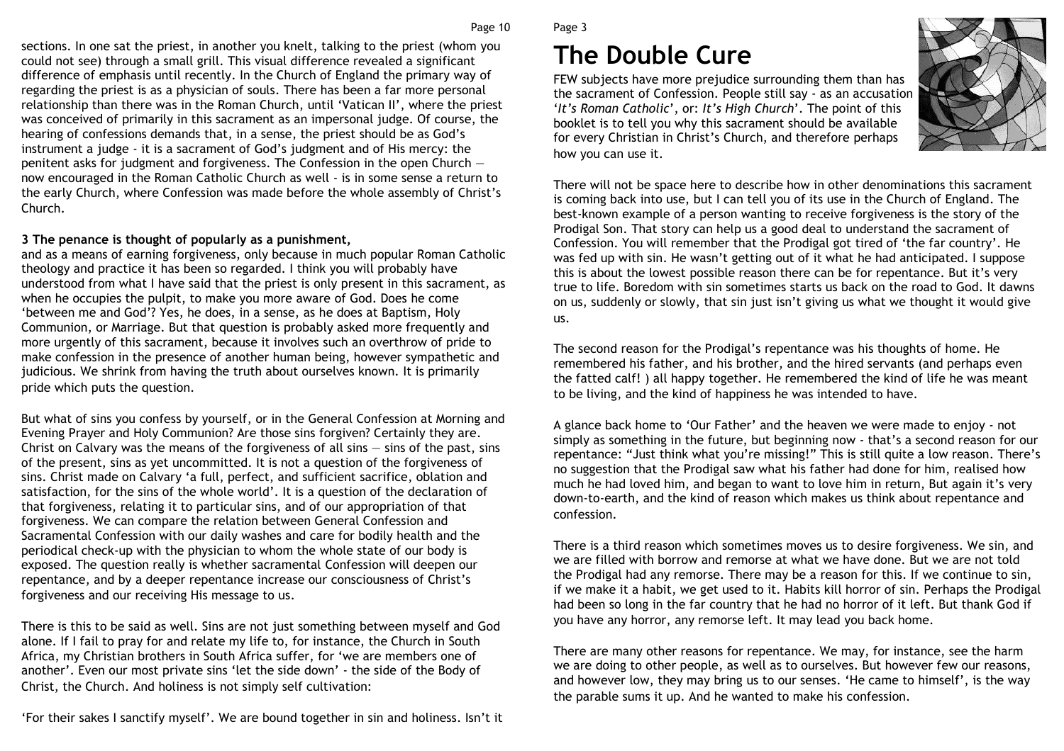sections. In one sat the priest, in another you knelt, talking to the priest (whom you could not see) through a small grill. This visual difference revealed a significant difference of emphasis until recently. In the Church of England the primary way of regarding the priest is as a physician of souls. There has been a far more personal relationship than there was in the Roman Church, until 'Vatican II', where the priest was conceived of primarily in this sacrament as an impersonal judge. Of course, the hearing of confessions demands that, in a sense, the priest should be as God's instrument a judge - it is a sacrament of God's judgment and of His mercy: the penitent asks for judgment and forgiveness. The Confession in the open Church — now encouraged in the Roman Catholic Church as well - is in some sense a return to the early Church, where Confession was made before the whole assembly of Christ's Church.

**3 The penance is thought of popularly as a punishment,**

and as a means of earning forgiveness, only because in much popular Roman Catholic theology and practice it has been so regarded. I think you will probably have understood from what I have said that the priest is only present in this sacrament, as when he occupies the pulpit, to make you more aware of God. Does he come 'between me and God'? Yes, he does, in a sense, as he does at Baptism, Holy Communion, or Marriage. But that question is probably asked more frequently and more urgently of this sacrament, because it involves such an overthrow of pride to make confession in the presence of another human being, however sympathetic and judicious. We shrink from having the truth about ourselves known. It is primarily pride which puts the question.

But what of sins you confess by yourself, or in the General Confession at Morning and Evening Prayer and Holy Communion? Are those sins forgiven? Certainly they are. Christ on Calvary was the means of the forgiveness of all sins — sins of the past, sins of the present, sins as yet uncommitted. It is not a question of the forgiveness of sins. Christ made on Calvary 'a full, perfect, and sufficient sacrifice, oblation and satisfaction, for the sins of the whole world'. It is a question of the declaration of that forgiveness, relating it to particular sins, and of our appropriation of that forgiveness. We can compare the relation between General Confession and Sacramental Confession with our daily washes and care for bodily health and the periodical check-up with the physician to whom the whole state of our body is exposed. The question really is whether sacramental Confession will deepen our repentance, and by a deeper repentance increase our consciousness of Christ's forgiveness and our receiving His message to us.

There is this to be said as well. Sins are not just something between myself and God alone. If I fail to pray for and relate my life to, for instance, the Church in South Africa, my Christian brothers in South Africa suffer, for 'we are members one of another'. Even our most private sins 'let the side down' - the side of the Body of Christ, the Church. And holiness is not simply self cultivation:

'For their sakes I sanctify myself'. We are bound together in sin and holiness. Isn't it

# The Double Cure

FEW subjects have more prejudice surrounding them than has the sacrament of Confession. People still say - as an accusation '*It's Roman Catholic*', or: *It's High Church*'. The point of this booklet is to tell you why this sacrament should be available for every Christian in Christ's Church, and therefore perhaps how you can use it.

There will not be space here to describe how in other denominations this sacrament is coming back into use, but I can tell you of its use in the Church of England. The best-known example of a person wanting to receive forgiveness is the story of the Prodigal Son. That story can help us a good deal to understand the sacrament of Confession. You will remember that the Prodigal got tired of 'the far country'. He was fed up with sin. He wasn't getting out of it what he had anticipated. I suppose this is about the lowest possible reason there can be for repentance. But it's very true to life. Boredom with sin sometimes starts us back on the road to God. It dawns on us, suddenly or slowly, that sin just isn't giving us what we thought it would give us.

The second reason for the Prodigal's repentance was his thoughts of home. He remembered his father, and his brother, and the hired servants (and perhaps even the fatted calf! ) all happy together. He remembered the kind of life he was meant to be living, and the kind of happiness he was intended to have.

A glance back home to 'Our Father' and the heaven we were made to enjoy - not simply as something in the future, but beginning now - that's a second reason for our repentance: "Just think what you're missing!" This is still quite a low reason. There's no suggestion that the Prodigal saw what his father had done for him, realised how much he had loved him, and began to want to love him in return, But again it's very down-to-earth, and the kind of reason which makes us think about repentance and confession.

There is a third reason which sometimes moves us to desire forgiveness. We sin, and we are filled with borrow and remorse at what we have done. But we are not told the Prodigal had any remorse. There may be a reason for this. If we continue to sin, if we make it a habit, we get used to it. Habits kill horror of sin. Perhaps the Prodigal had been so long in the far country that he had no horror of it left. But thank God if you have any horror, any remorse left. It may lead you back home.

There are many other reasons for repentance. We may, for instance, see the harm we are doing to other people, as well as to ourselves. But however few our reasons, and however low, they may bring us to our senses. 'He came to himself', is the way the parable sums it up. And he wanted to make his confession.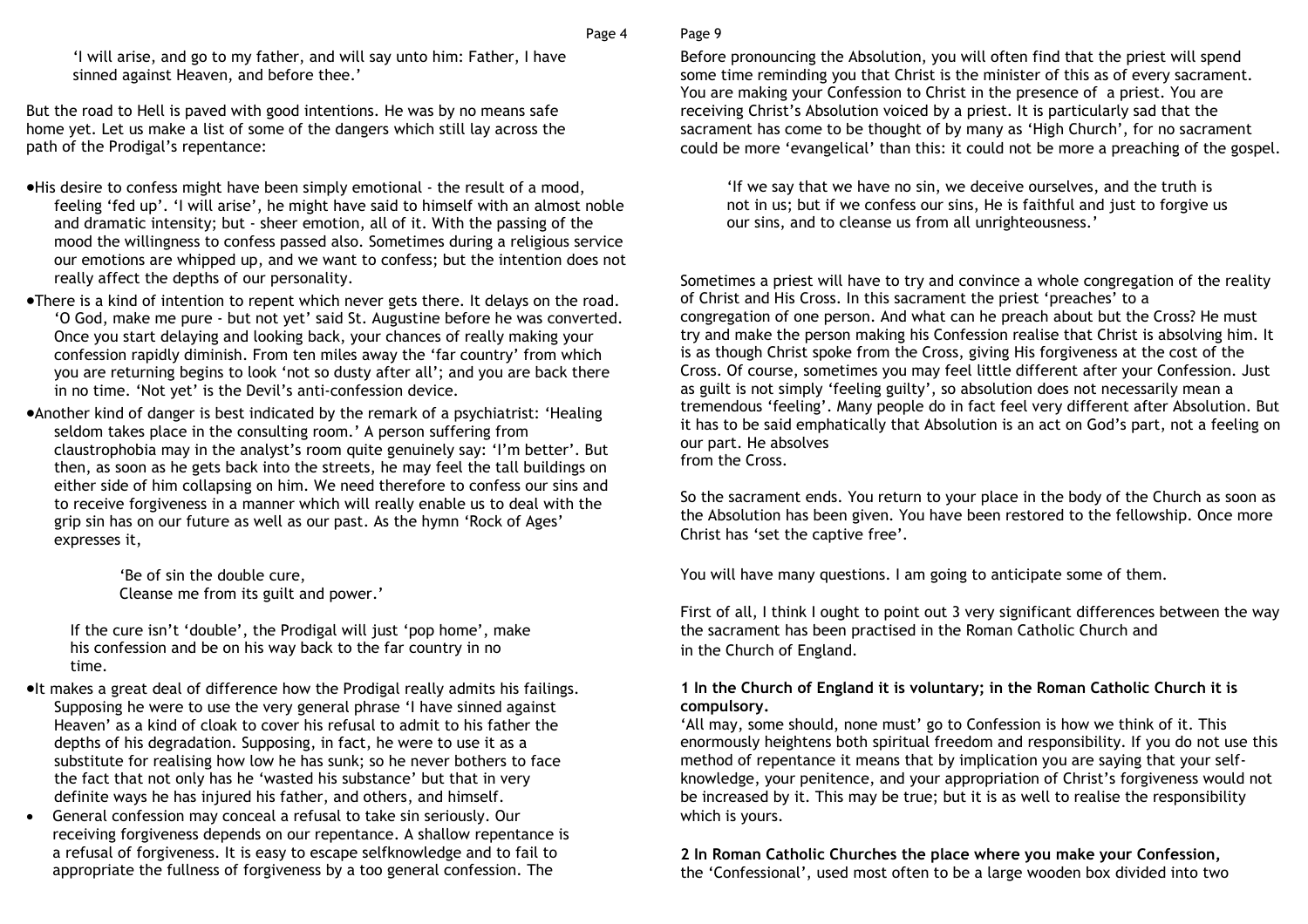'I will arise, and go to my father, and will say unto him: Father, I have sinned against Heaven, and before thee.'

But the road to Hell is paved with good intentions. He was by no means safe home yet. Let us make a list of some of the dangers which still lay across the path of the Prodigal's repentance:

- His desire to confess might have been simply emotional - the result of a mood, feeling 'fed up'. 'I will arise', he might have said to himself with an almost noble and dramatic intensity; but - sheer emotion, all of it. With the passing of the mood the willingness to confess passed also. Sometimes during a religious service our emotions are whipped up, and we want to confess; but the intention does not really affect the depths of our personality.
- There is a kind of intention to repent which never gets there. It delays on the road. 'O God, make me pure - but not yet' said St. Augustine before he was converted. Once you start delaying and looking back, your chances of really making your confession rapidly diminish. From ten miles away the 'far country' from which you are returning begins to look 'not so dusty after all'; and you are back there in no time. 'Not yet' is the Devil's anti-confession device.
- Another kind of danger is best indicated by the remark of a psychiatrist: 'Healing seldom takes place in the consulting room.' A person suffering from claustrophobia may in the analyst's room quite genuinely say: 'I'm better'. But then, as soon as he gets back into the streets, he may feel the tall buildings on either side of him collapsing on him. We need therefore to confess our sins and to receive forgiveness in a manner which will really enable us to deal with the grip sin has on our future as well as our past. As the hymn 'Rock of Ages' expresses it,

  'Be of sin the double cure,
  Cleanse me from its guilt and power.'

  If the cure isn't 'double', the Prodigal will just 'pop home', make his confession and be on his way back to the far country in no time.
- It makes a great deal of difference how the Prodigal really admits his failings. Supposing he were to use the very general phrase 'I have sinned against Heaven' as a kind of cloak to cover his refusal to admit to his father the depths of his degradation. Supposing, in fact, he were to use it as a substitute for realising how low he has sunk; so he never bothers to face the fact that not only has he 'wasted his substance' but that in very definite ways he has injured his father, and others, and himself.
- General confession may conceal a refusal to take sin seriously. Our receiving forgiveness depends on our repentance. A shallow repentance is a refusal of forgiveness. It is easy to escape selfknowledge and to fail to appropriate the fullness of forgiveness by a too general confession. The

Before pronouncing the Absolution, you will often find that the priest will spend some time reminding you that Christ is the minister of this as of every sacrament. You are making your Confession to Christ in the presence of a priest. You are receiving Christ's Absolution voiced by a priest. It is particularly sad that the sacrament has come to be thought of by many as 'High Church', for no sacrament could be more 'evangelical' than this: it could not be more a preaching of the gospel.

> 'If we say that we have no sin, we deceive ourselves, and the truth is not in us; but if we confess our sins, He is faithful and just to forgive us our sins, and to cleanse us from all unrighteousness.'

Sometimes a priest will have to try and convince a whole congregation of the reality of Christ and His Cross. In this sacrament the priest 'preaches' to a congregation of one person. And what can he preach about but the Cross? He must try and make the person making his Confession realise that Christ is absolving him. It is as though Christ spoke from the Cross, giving His forgiveness at the cost of the Cross. Of course, sometimes you may feel little different after your Confession. Just as guilt is not simply 'feeling guilty', so absolution does not necessarily mean a tremendous 'feeling'. Many people do in fact feel very different after Absolution. But it has to be said emphatically that Absolution is an act on God's part, not a feeling on our part. He absolves from the Cross.

So the sacrament ends. You return to your place in the body of the Church as soon as the Absolution has been given. You have been restored to the fellowship. Once more Christ has 'set the captive free'.

You will have many questions. I am going to anticipate some of them.

First of all, I think I ought to point out 3 very significant differences between the way the sacrament has been practised in the Roman Catholic Church and in the Church of England.

**1 In the Church of England it is voluntary; in the Roman Catholic Church it is compulsory.**

'All may, some should, none must' go to Confession is how we think of it. This enormously heightens both spiritual freedom and responsibility. If you do not use this method of repentance it means that by implication you are saying that your self-knowledge, your penitence, and your appropriation of Christ's forgiveness would not be increased by it. This may be true; but it is as well to realise the responsibility which is yours.

**2 In Roman Catholic Churches the place where you make your Confession,** the 'Confessional', used most often to be a large wooden box divided into two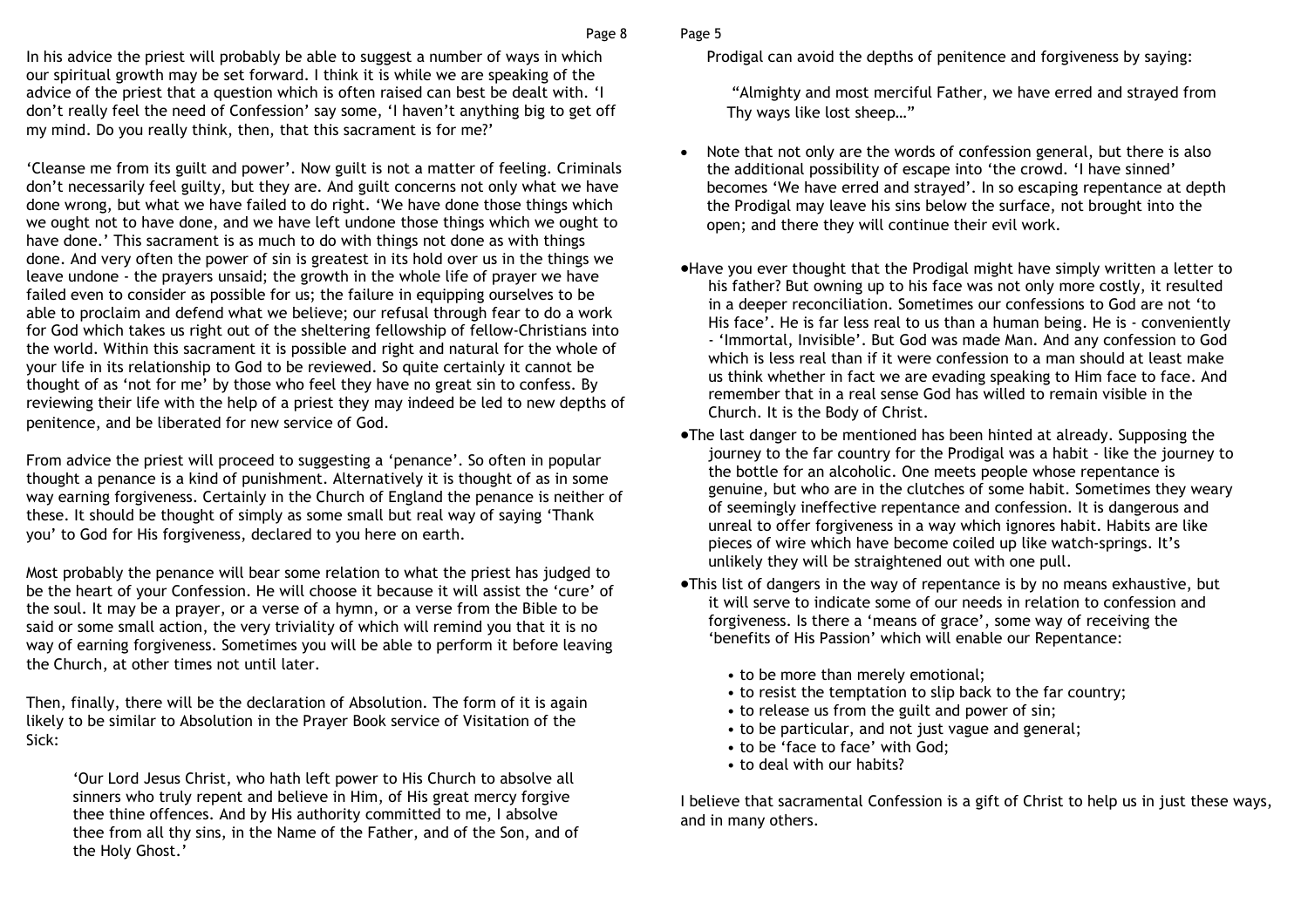In his advice the priest will probably be able to suggest a number of ways in which our spiritual growth may be set forward. I think it is while we are speaking of the advice of the priest that a question which is often raised can best be dealt with. 'I don't really feel the need of Confession' say some, 'I haven't anything big to get off my mind. Do you really think, then, that this sacrament is for me?'

'Cleanse me from its guilt and power'. Now guilt is not a matter of feeling. Criminals don't necessarily feel guilty, but they are. And guilt concerns not only what we have done wrong, but what we have failed to do right. 'We have done those things which we ought not to have done, and we have left undone those things which we ought to have done.' This sacrament is as much to do with things not done as with things done. And very often the power of sin is greatest in its hold over us in the things we leave undone - the prayers unsaid; the growth in the whole life of prayer we have failed even to consider as possible for us; the failure in equipping ourselves to be able to proclaim and defend what we believe; our refusal through fear to do a work for God which takes us right out of the sheltering fellowship of fellow-Christians into the world. Within this sacrament it is possible and right and natural for the whole of your life in its relationship to God to be reviewed. So quite certainly it cannot be thought of as 'not for me' by those who feel they have no great sin to confess. By reviewing their life with the help of a priest they may indeed be led to new depths of penitence, and be liberated for new service of God.

From advice the priest will proceed to suggesting a 'penance'. So often in popular thought a penance is a kind of punishment. Alternatively it is thought of as in some way earning forgiveness. Certainly in the Church of England the penance is neither of these. It should be thought of simply as some small but real way of saying 'Thank you' to God for His forgiveness, declared to you here on earth.

Most probably the penance will bear some relation to what the priest has judged to be the heart of your Confession. He will choose it because it will assist the 'cure' of the soul. It may be a prayer, or a verse of a hymn, or a verse from the Bible to be said or some small action, the very triviality of which will remind you that it is no way of earning forgiveness. Sometimes you will be able to perform it before leaving the Church, at other times not until later.

Then, finally, there will be the declaration of Absolution. The form of it is again likely to be similar to Absolution in the Prayer Book service of Visitation of the Sick:

> 'Our Lord Jesus Christ, who hath left power to His Church to absolve all sinners who truly repent and believe in Him, of His great mercy forgive thee thine offences. And by His authority committed to me, I absolve thee from all thy sins, in the Name of the Father, and of the Son, and of the Holy Ghost.'

Prodigal can avoid the depths of penitence and forgiveness by saying:

> "Almighty and most merciful Father, we have erred and strayed from Thy ways like lost sheep…"

- Note that not only are the words of confession general, but there is also the additional possibility of escape into 'the crowd. 'I have sinned' becomes 'We have erred and strayed'. In so escaping repentance at depth the Prodigal may leave his sins below the surface, not brought into the open; and there they will continue their evil work.
- Have you ever thought that the Prodigal might have simply written a letter to his father? But owning up to his face was not only more costly, it resulted in a deeper reconciliation. Sometimes our confessions to God are not 'to His face'. He is far less real to us than a human being. He is - conveniently - 'Immortal, Invisible'. But God was made Man. And any confession to God which is less real than if it were confession to a man should at least make us think whether in fact we are evading speaking to Him face to face. And remember that in a real sense God has willed to remain visible in the Church. It is the Body of Christ.
- The last danger to be mentioned has been hinted at already. Supposing the journey to the far country for the Prodigal was a habit - like the journey to the bottle for an alcoholic. One meets people whose repentance is genuine, but who are in the clutches of some habit. Sometimes they weary of seemingly ineffective repentance and confession. It is dangerous and unreal to offer forgiveness in a way which ignores habit. Habits are like pieces of wire which have become coiled up like watch-springs. It's unlikely they will be straightened out with one pull.
- This list of dangers in the way of repentance is by no means exhaustive, but it will serve to indicate some of our needs in relation to confession and forgiveness. Is there a 'means of grace', some way of receiving the 'benefits of His Passion' which will enable our Repentance:
  - to be more than merely emotional;
  - to resist the temptation to slip back to the far country;
  - to release us from the guilt and power of sin;
  - to be particular, and not just vague and general;
  - to be 'face to face' with God;
  - to deal with our habits?

I believe that sacramental Confession is a gift of Christ to help us in just these ways, and in many others.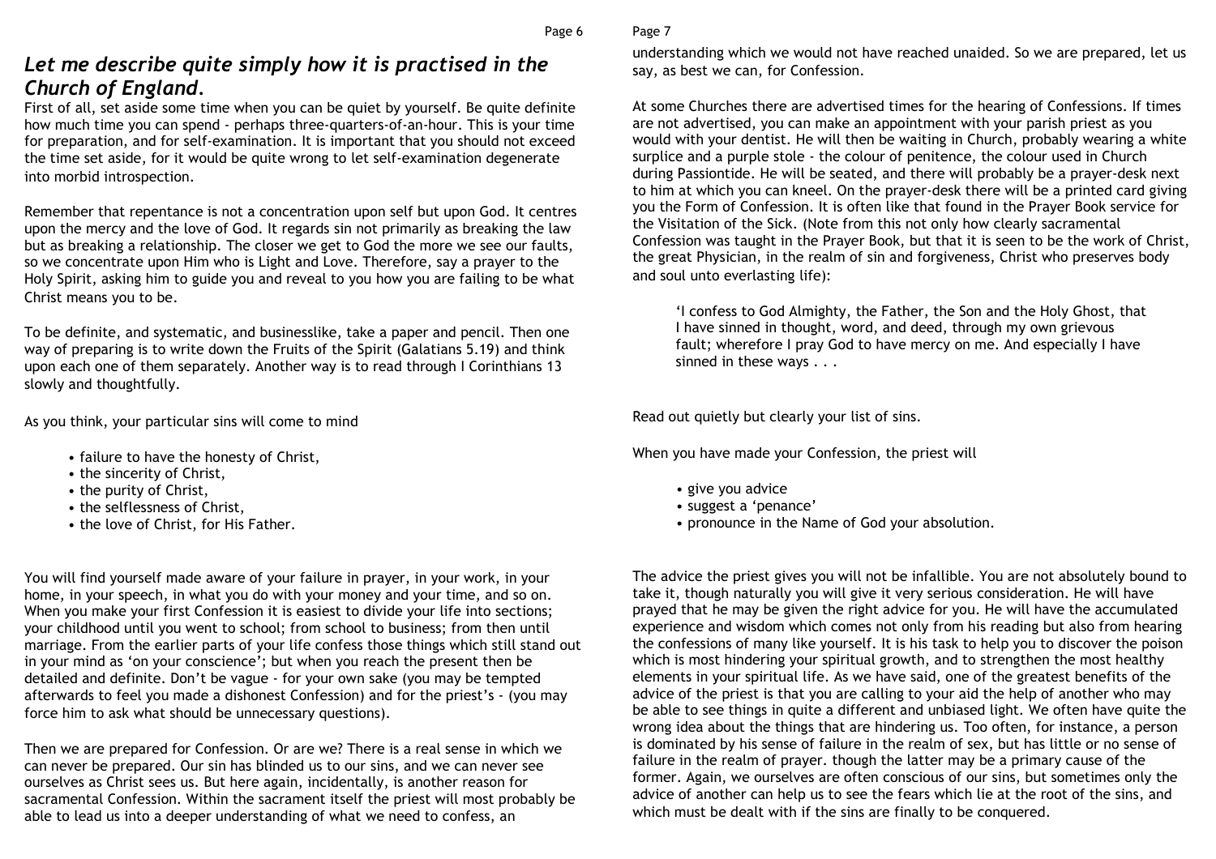## *Let me describe quite simply how it is practised in the Church of England.*

First of all, set aside some time when you can be quiet by yourself. Be quite definite how much time you can spend - perhaps three-quarters-of-an-hour. This is your time for preparation, and for self-examination. It is important that you should not exceed the time set aside, for it would be quite wrong to let self-examination degenerate into morbid introspection.

Remember that repentance is not a concentration upon self but upon God. It centres upon the mercy and the love of God. It regards sin not primarily as breaking the law but as breaking a relationship. The closer we get to God the more we see our faults, so we concentrate upon Him who is Light and Love. Therefore, say a prayer to the Holy Spirit, asking him to guide you and reveal to you how you are failing to be what Christ means you to be.

To be definite, and systematic, and businesslike, take a paper and pencil. Then one way of preparing is to write down the Fruits of the Spirit (Galatians 5.19) and think upon each one of them separately. Another way is to read through I Corinthians 13 slowly and thoughtfully.

As you think, your particular sins will come to mind

- failure to have the honesty of Christ,
- the sincerity of Christ,
- the purity of Christ,
- the selflessness of Christ,
- the love of Christ, for His Father.

You will find yourself made aware of your failure in prayer, in your work, in your home, in your speech, in what you do with your money and your time, and so on. When you make your first Confession it is easiest to divide your life into sections; your childhood until you went to school; from school to business; from then until marriage. From the earlier parts of your life confess those things which still stand out in your mind as 'on your conscience'; but when you reach the present then be detailed and definite. Don't be vague - for your own sake (you may be tempted afterwards to feel you made a dishonest Confession) and for the priest's - (you may force him to ask what should be unnecessary questions).

Then we are prepared for Confession. Or are we? There is a real sense in which we can never be prepared. Our sin has blinded us to our sins, and we can never see ourselves as Christ sees us. But here again, incidentally, is another reason for sacramental Confession. Within the sacrament itself the priest will most probably be able to lead us into a deeper understanding of what we need to confess, an understanding which we would not have reached unaided. So we are prepared, let us say, as best we can, for Confession.

At some Churches there are advertised times for the hearing of Confessions. If times are not advertised, you can make an appointment with your parish priest as you would with your dentist. He will then be waiting in Church, probably wearing a white surplice and a purple stole - the colour of penitence, the colour used in Church during Passiontide. He will be seated, and there will probably be a prayer-desk next to him at which you can kneel. On the prayer-desk there will be a printed card giving you the Form of Confession. It is often like that found in the Prayer Book service for the Visitation of the Sick. (Note from this not only how clearly sacramental Confession was taught in the Prayer Book, but that it is seen to be the work of Christ, the great Physician, in the realm of sin and forgiveness, Christ who preserves body and soul unto everlasting life):

> 'I confess to God Almighty, the Father, the Son and the Holy Ghost, that I have sinned in thought, word, and deed, through my own grievous fault; wherefore I pray God to have mercy on me. And especially I have sinned in these ways . . .

Read out quietly but clearly your list of sins.

When you have made your Confession, the priest will

- give you advice
- suggest a 'penance'
- pronounce in the Name of God your absolution.

The advice the priest gives you will not be infallible. You are not absolutely bound to take it, though naturally you will give it very serious consideration. He will have prayed that he may be given the right advice for you. He will have the accumulated experience and wisdom which comes not only from his reading but also from hearing the confessions of many like yourself. It is his task to help you to discover the poison which is most hindering your spiritual growth, and to strengthen the most healthy elements in your spiritual life. As we have said, one of the greatest benefits of the advice of the priest is that you are calling to your aid the help of another who may be able to see things in quite a different and unbiased light. We often have quite the wrong idea about the things that are hindering us. Too often, for instance, a person is dominated by his sense of failure in the realm of sex, but has little or no sense of failure in the realm of prayer. though the latter may be a primary cause of the former. Again, we ourselves are often conscious of our sins, but sometimes only the advice of another can help us to see the fears which lie at the root of the sins, and which must be dealt with if the sins are finally to be conquered.